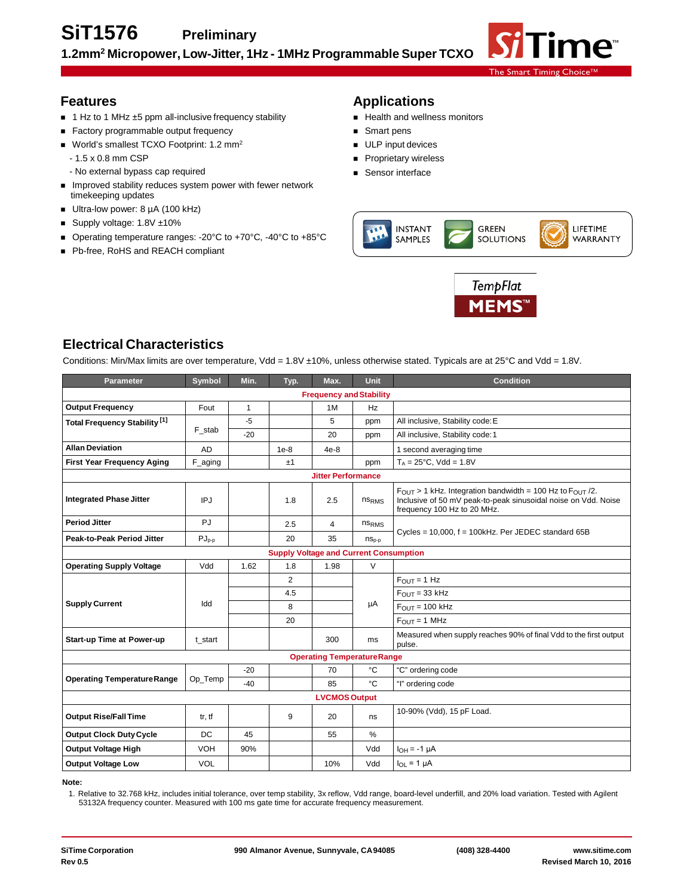# SiT1576 Preliminary

## 1.2mm[2] Micropower, Low-Jitter, 1Hz - 1MHz Programmable Super TCXO

The Smart Timing Choice™

## Features

- 1 Hz to 1 MHz ±5 ppm all-inclusive frequency stability
- Factory programmable output frequency
- World's smallest TCXO Footprint: 1.2 mm[2]
  - 1.5 x 0.8 mm CSP
  - No external bypass cap required
- Improved stability reduces system power with fewer network timekeeping updates
- Ultra-low power: 8 µA (100 kHz)
- Supply voltage: 1.8V ±10%
- Operating temperature ranges: -20°C to +70°C, -40°C to +85°C
- Pb-free, RoHS and REACH compliant

## Applications

- Health and wellness monitors
- Smart pens
- ULP input devices
- Proprietary wireless
- Sensor interface

INSTANT SAMPLES | GREEN SOLUTIONS | LIFETIME WARRANTY

TempFlat MEMS™

## Electrical Characteristics

Conditions: Min/Max limits are over temperature, Vdd = 1.8V ±10%, unless otherwise stated. Typicals are at 25°C and Vdd = 1.8V.

| Parameter | Symbol | Min. | Typ. | Max. | Unit | Condition |
|---|---|---|---|---|---|---|
| **Frequency and Stability** | | | | | | |
| **Output Frequency** | Fout | 1 | | 1M | Hz | |
| **Total Frequency Stability** [1] | F_stab | -5 | | 5 | ppm | All inclusive, Stability code: E |
| | | -20 | | 20 | ppm | All inclusive, Stability code: 1 |
| **Allan Deviation** | AD | | 1e-8 | 4e-8 | | 1 second averaging time |
| **First Year Frequency Aging** | F_aging | | ±1 | | ppm | $T_A$ = 25°C, Vdd = 1.8V |
| **Jitter Performance** | | | | | | |
| **Integrated Phase Jitter** | IPJ | | 1.8 | 2.5 | $ns_{RMS}$ | $F_{OUT}$ > 1 kHz. Integration bandwidth = 100 Hz to $F_{OUT}$ /2. Inclusive of 50 mV peak-to-peak sinusoidal noise on Vdd. Noise frequency 100 Hz to 20 MHz. |
| **Period Jitter** | PJ | | 2.5 | 4 | $ns_{RMS}$ | Cycles = 10,000, f = 100kHz. Per JEDEC standard 65B |
| **Peak-to-Peak Period Jitter** | $PJ_{p-p}$ | | 20 | 35 | $ns_{p-p}$ | |
| **Supply Voltage and Current Consumption** | | | | | | |
| **Operating Supply Voltage** | Vdd | 1.62 | 1.8 | 1.98 | V | |
| **Supply Current** | Idd | | 2 | | µA | $F_{OUT}$ = 1 Hz |
| | | | 4.5 | | | $F_{OUT}$ = 33 kHz |
| | | | 8 | | | $F_{OUT}$ = 100 kHz |
| | | | 20 | | | $F_{OUT}$ = 1 MHz |
| **Start-up Time at Power-up** | t_start | | | 300 | ms | Measured when supply reaches 90% of final Vdd to the first output pulse. |
| **Operating Temperature Range** | | | | | | |
| **Operating Temperature Range** | Op_Temp | -20 | | 70 | °C | "C" ordering code |
| | | -40 | | 85 | °C | "I" ordering code |
| **LVCMOS Output** | | | | | | |
| **Output Rise/Fall Time** | tr, tf | | 9 | 20 | ns | 10-90% (Vdd), 15 pF Load. |
| **Output Clock Duty Cycle** | DC | 45 | | 55 | % | |
| **Output Voltage High** | VOH | 90% | | | Vdd | $I_{OH}$ = -1 µA |
| **Output Voltage Low** | VOL | | | 10% | Vdd | $I_{OL}$ = 1 µA |

**Note:**

1. Relative to 32.768 kHz, includes initial tolerance, over temp stability, 3x reflow, Vdd range, board-level underfill, and 20% load variation. Tested with Agilent 53132A frequency counter. Measured with 100 ms gate time for accurate frequency measurement.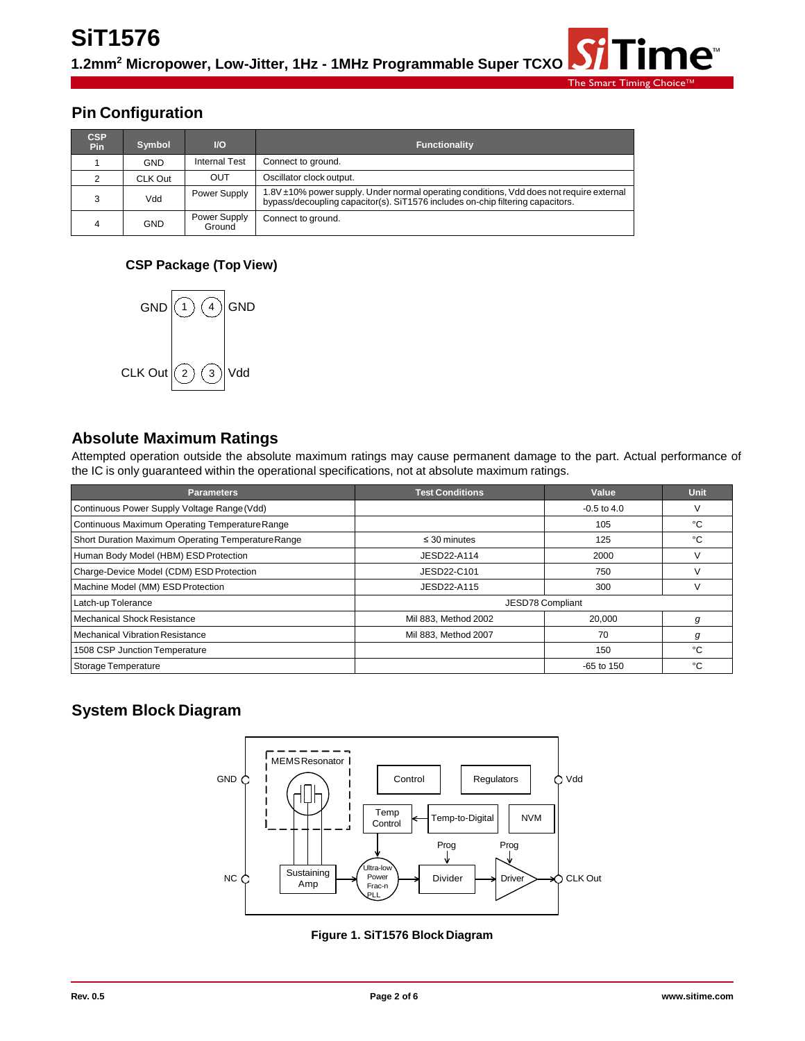## Pin Configuration

| CSP Pin | Symbol | I/O | Functionality |
|---|---|---|---|
| 1 | GND | Internal Test | Connect to ground. |
| 2 | CLK Out | OUT | Oscillator clock output. |
| 3 | Vdd | Power Supply | 1.8V ±10% power supply. Under normal operating conditions, Vdd does not require external bypass/decoupling capacitor(s). SiT1576 includes on-chip filtering capacitors. |
| 4 | GND | Power Supply Ground | Connect to ground. |

### CSP Package (Top View)

GND (1) (4) GND

CLK Out (2) (3) Vdd

## Absolute Maximum Ratings

Attempted operation outside the absolute maximum ratings may cause permanent damage to the part. Actual performance of the IC is only guaranteed within the operational specifications, not at absolute maximum ratings.

| Parameters | Test Conditions | Value | Unit |
|---|---|---|---|
| Continuous Power Supply Voltage Range (Vdd) | | -0.5 to 4.0 | V |
| Continuous Maximum Operating Temperature Range | | 105 | °C |
| Short Duration Maximum Operating Temperature Range | ≤ 30 minutes | 125 | °C |
| Human Body Model (HBM) ESD Protection | JESD22-A114 | 2000 | V |
| Charge-Device Model (CDM) ESD Protection | JESD22-C101 | 750 | V |
| Machine Model (MM) ESD Protection | JESD22-A115 | 300 | V |
| Latch-up Tolerance | JESD78 Compliant | | |
| Mechanical Shock Resistance | Mil 883, Method 2002 | 20,000 | *g* |
| Mechanical Vibration Resistance | Mil 883, Method 2007 | 70 | *g* |
| 1508 CSP Junction Temperature | | 150 | °C |
| Storage Temperature | | -65 to 150 | °C |

## System Block Diagram

Figure 1. SiT1576 Block Diagram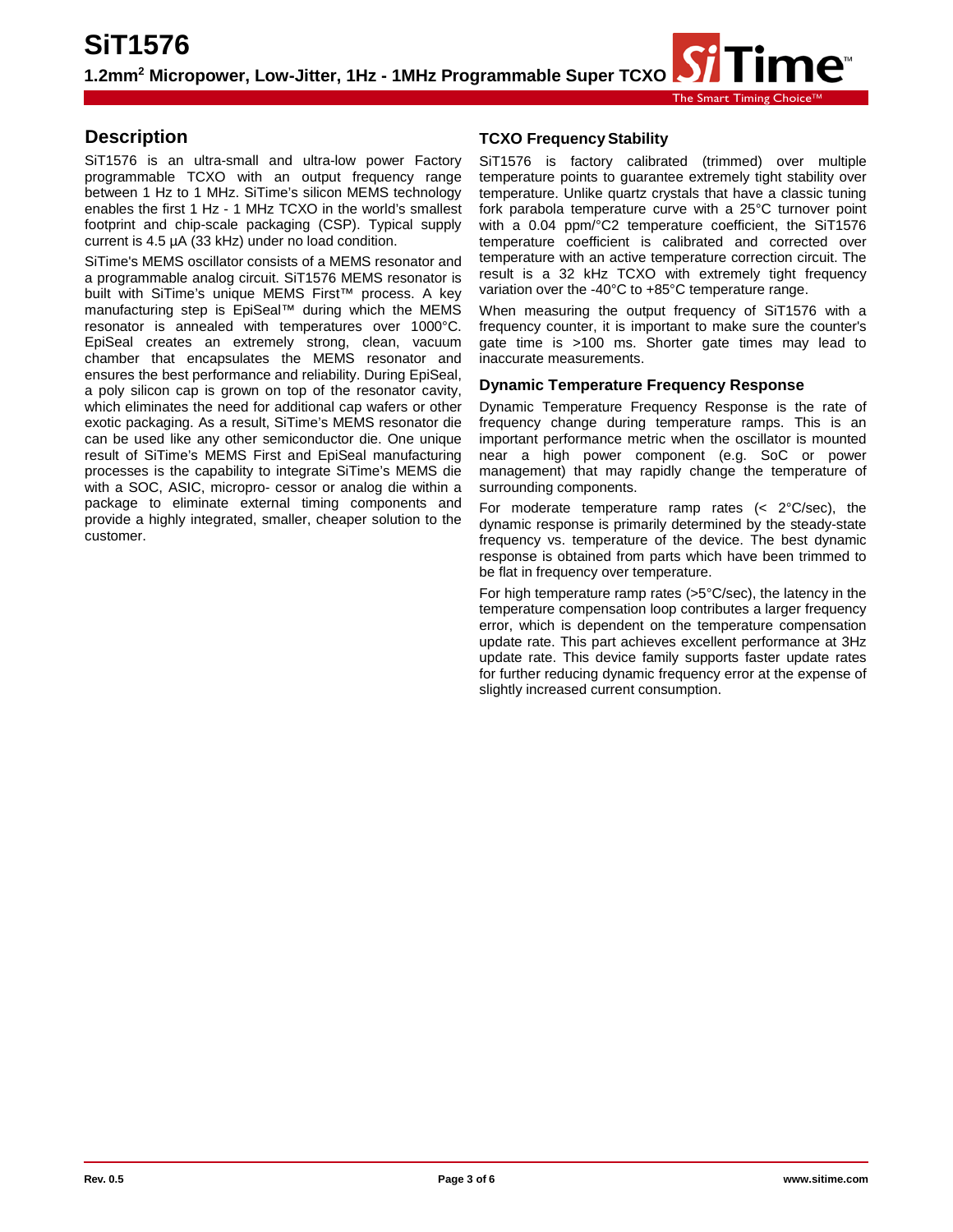## Description

SiT1576 is an ultra-small and ultra-low power Factory programmable TCXO with an output frequency range between 1 Hz to 1 MHz. SiTime's silicon MEMS technology enables the first 1 Hz - 1 MHz TCXO in the world's smallest footprint and chip-scale packaging (CSP). Typical supply current is 4.5 µA (33 kHz) under no load condition.

SiTime's MEMS oscillator consists of a MEMS resonator and a programmable analog circuit. SiT1576 MEMS resonator is built with SiTime's unique MEMS First™ process. A key manufacturing step is EpiSeal™ during which the MEMS resonator is annealed with temperatures over 1000°C. EpiSeal creates an extremely strong, clean, vacuum chamber that encapsulates the MEMS resonator and ensures the best performance and reliability. During EpiSeal, a poly silicon cap is grown on top of the resonator cavity, which eliminates the need for additional cap wafers or other exotic packaging. As a result, SiTime's MEMS resonator die can be used like any other semiconductor die. One unique result of SiTime's MEMS First and EpiSeal manufacturing processes is the capability to integrate SiTime's MEMS die with a SOC, ASIC, micropro- cessor or analog die within a package to eliminate external timing components and provide a highly integrated, smaller, cheaper solution to the customer.

### TCXO Frequency Stability

SiT1576 is factory calibrated (trimmed) over multiple temperature points to guarantee extremely tight stability over temperature. Unlike quartz crystals that have a classic tuning fork parabola temperature curve with a 25°C turnover point with a 0.04 ppm/°C2 temperature coefficient, the SiT1576 temperature coefficient is calibrated and corrected over temperature with an active temperature correction circuit. The result is a 32 kHz TCXO with extremely tight frequency variation over the -40°C to +85°C temperature range.

When measuring the output frequency of SiT1576 with a frequency counter, it is important to make sure the counter's gate time is >100 ms. Shorter gate times may lead to inaccurate measurements.

### Dynamic Temperature Frequency Response

Dynamic Temperature Frequency Response is the rate of frequency change during temperature ramps. This is an important performance metric when the oscillator is mounted near a high power component (e.g. SoC or power management) that may rapidly change the temperature of surrounding components.

For moderate temperature ramp rates (< 2°C/sec), the dynamic response is primarily determined by the steady-state frequency vs. temperature of the device. The best dynamic response is obtained from parts which have been trimmed to be flat in frequency over temperature.

For high temperature ramp rates (>5°C/sec), the latency in the temperature compensation loop contributes a larger frequency error, which is dependent on the temperature compensation update rate. This part achieves excellent performance at 3Hz update rate. This device family supports faster update rates for further reducing dynamic frequency error at the expense of slightly increased current consumption.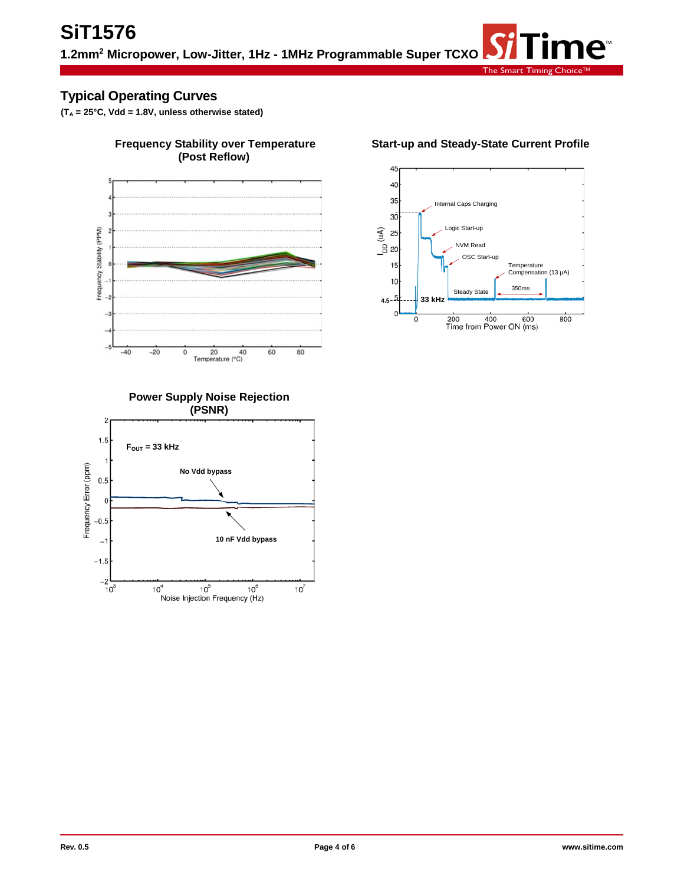## Typical Operating Curves

**($T_A$ = 25°C, Vdd = 1.8V, unless otherwise stated)**

**Frequency Stability over Temperature (Post Reflow)**

**Start-up and Steady-State Current Profile**

**Power Supply Noise Rejection (PSNR)**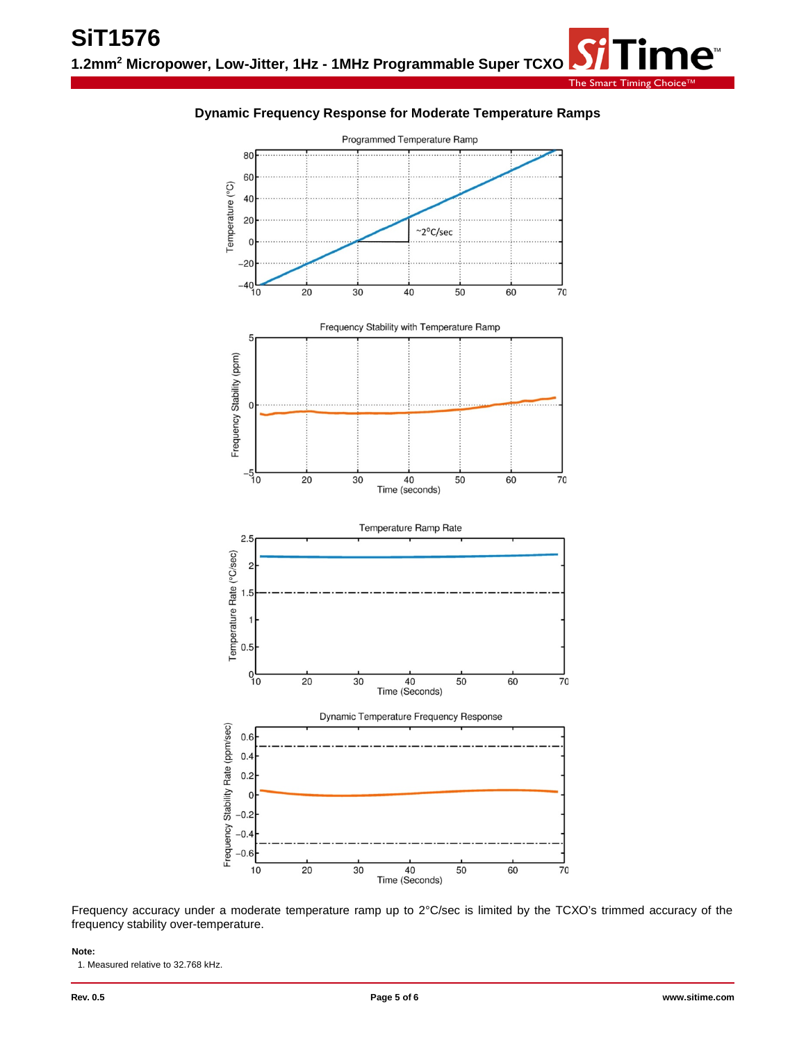### Dynamic Frequency Response for Moderate Temperature Ramps

Frequency accuracy under a moderate temperature ramp up to 2°C/sec is limited by the TCXO's trimmed accuracy of the frequency stability over-temperature.

**Note:**

1. Measured relative to 32.768 kHz.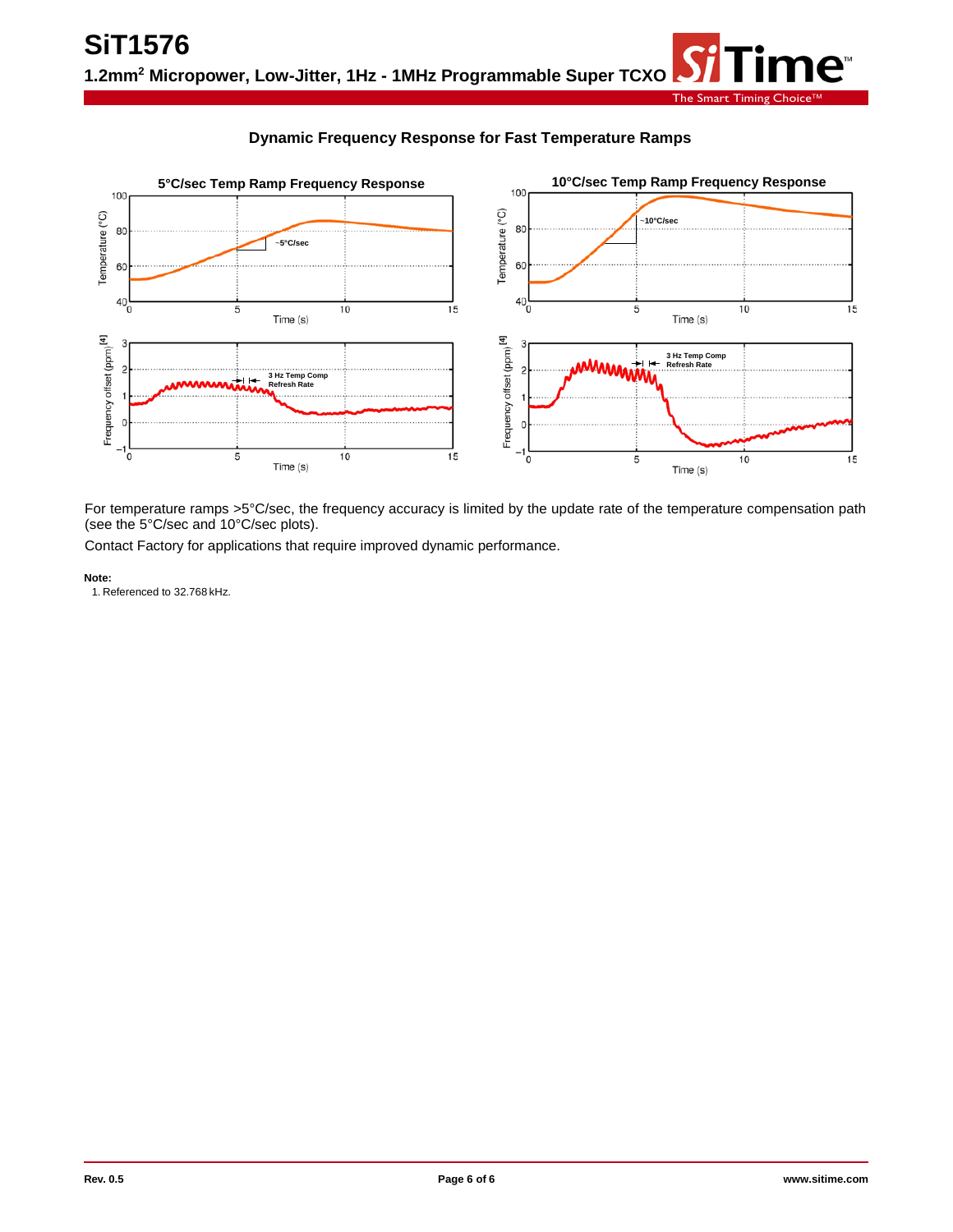### Dynamic Frequency Response for Fast Temperature Ramps

For temperature ramps >5°C/sec, the frequency accuracy is limited by the update rate of the temperature compensation path (see the 5°C/sec and 10°C/sec plots).

Contact Factory for applications that require improved dynamic performance.

**Note:**

1. Referenced to 32.768 kHz.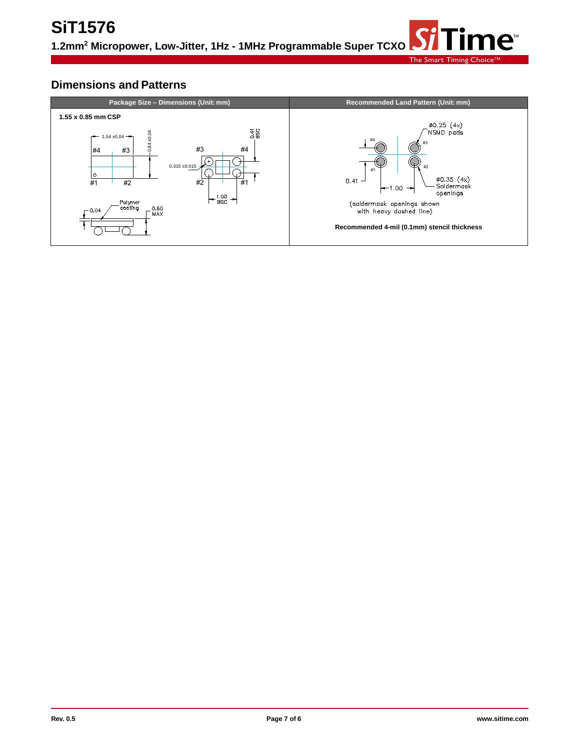## Dimensions and Patterns

| Package Size – Dimensions (Unit: mm) | Recommended Land Pattern (Unit: mm) |
| --- | --- |
| **1.55 x 0.85 mm CSP** | Recommended 4-mil (0.1mm) stencil thickness |

1.54 ±0.04

0.84 ±0.04

#4 #3

#1 #2

0.41 BSC

0.315 ±0.015

1.00 BSC

Polymer coating

0.04

0.60 MAX

ø0.25 (4x) NSMD pads

ø0.35 (4x) Soldermask openings

0.41

1.00

(soldermask openings shown with heavy dashed line)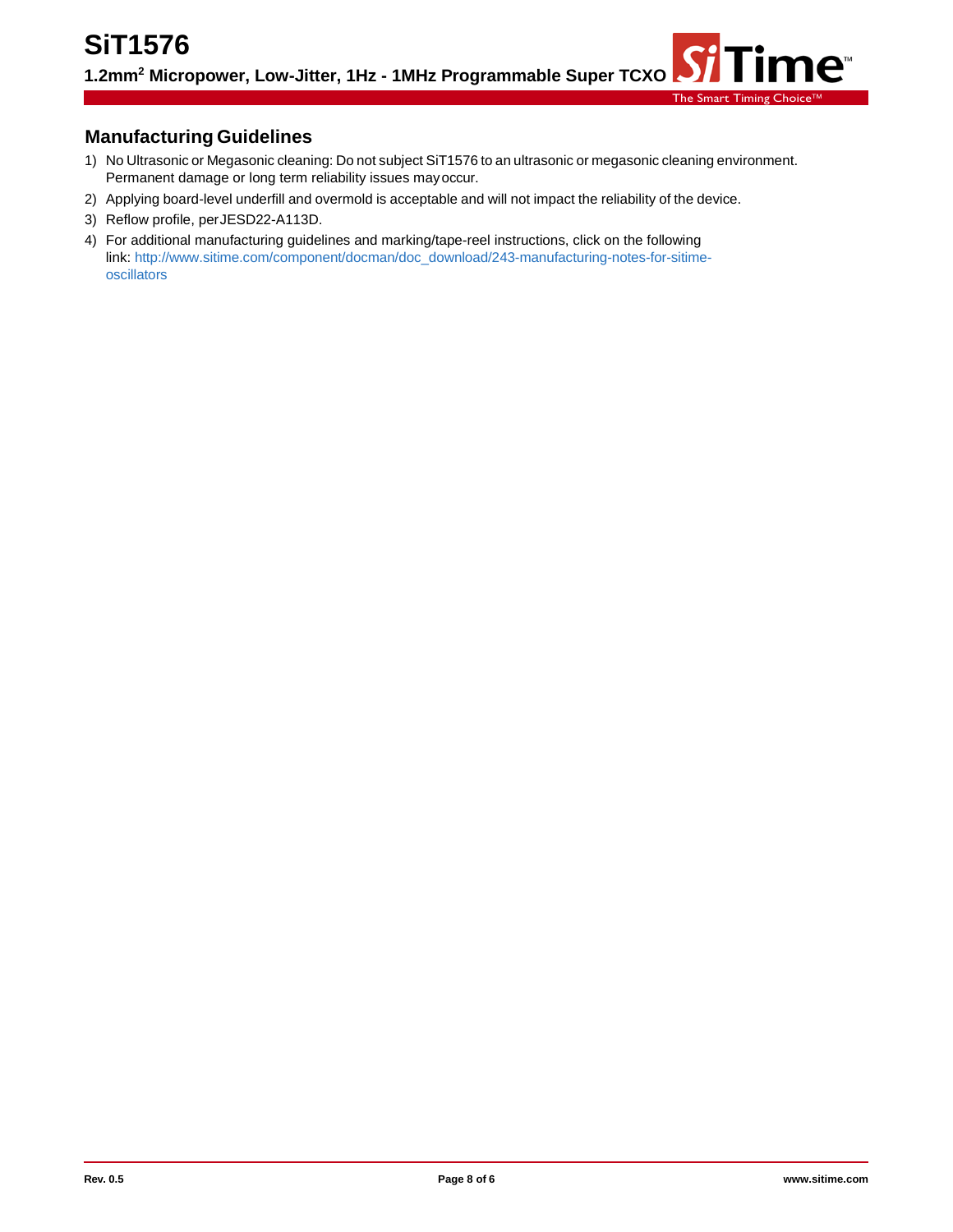## Manufacturing Guidelines

1) No Ultrasonic or Megasonic cleaning: Do not subject SiT1576 to an ultrasonic or megasonic cleaning environment. Permanent damage or long term reliability issues may occur.
2) Applying board-level underfill and overmold is acceptable and will not impact the reliability of the device.
3) Reflow profile, per JESD22-A113D.
4) For additional manufacturing guidelines and marking/tape-reel instructions, click on the following link: http://www.sitime.com/component/docman/doc_download/243-manufacturing-notes-for-sitime-oscillators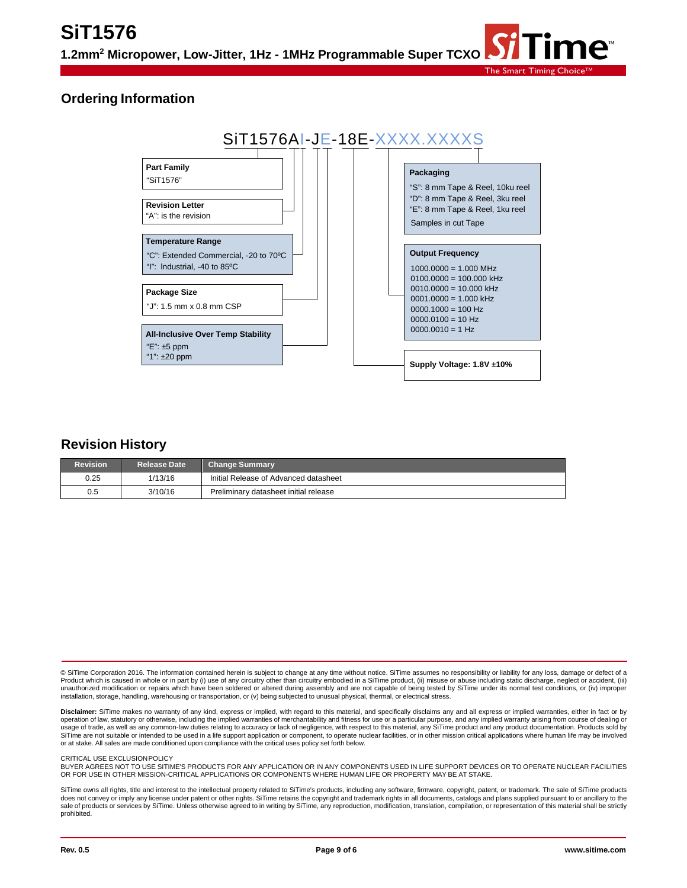## Ordering Information

SiT1576AI-JE-18E-XXXX.XXXXS

**Part Family**
"SiT1576"

**Revision Letter**
"A": is the revision

**Temperature Range**
"C": Extended Commercial, -20 to 70ºC
"I": Industrial, -40 to 85ºC

**Package Size**
"J": 1.5 mm x 0.8 mm CSP

**All-Inclusive Over Temp Stability**
"E": ±5 ppm
"1": ±20 ppm

**Packaging**
"S": 8 mm Tape & Reel, 10ku reel
"D": 8 mm Tape & Reel, 3ku reel
"E": 8 mm Tape & Reel, 1ku reel
Samples in cut Tape

**Output Frequency**
1000.0000 = 1.000 MHz
0100.0000 = 100.000 kHz
0010.0000 = 10.000 kHz
0001.0000 = 1.000 kHz
0000.1000 = 100 Hz
0000.0100 = 10 Hz
0000.0010 = 1 Hz

**Supply Voltage: 1.8V ±10%**

## Revision History

| Revision | Release Date | Change Summary |
|---|---|---|
| 0.25 | 1/13/16 | Initial Release of Advanced datasheet |
| 0.5 | 3/10/16 | Preliminary datasheet initial release |

© SiTime Corporation 2016. The information contained herein is subject to change at any time without notice. SiTime assumes no responsibility or liability for any loss, damage or defect of a Product which is caused in whole or in part by (i) use of any circuitry other than circuitry embodied in a SiTime product, (ii) misuse or abuse including static discharge, neglect or accident, (iii) unauthorized modification or repairs which have been soldered or altered during assembly and are not capable of being tested by SiTime under its normal test conditions, or (iv) improper installation, storage, handling, warehousing or transportation, or (v) being subjected to unusual physical, thermal, or electrical stress.

**Disclaimer:** SiTime makes no warranty of any kind, express or implied, with regard to this material, and specifically disclaims any and all express or implied warranties, either in fact or by operation of law, statutory or otherwise, including the implied warranties of merchantability and fitness for use or a particular purpose, and any implied warranty arising from course of dealing or usage of trade, as well as any common-law duties relating to accuracy or lack of negligence, with respect to this material, any SiTime product and any product documentation. Products sold by SiTime are not suitable or intended to be used in a life support application or component, to operate nuclear facilities, or in other mission critical applications where human life may be involved or at stake. All sales are made conditioned upon compliance with the critical uses policy set forth below.

CRITICAL USE EXCLUSION POLICY
BUYER AGREES NOT TO USE SITIME'S PRODUCTS FOR ANY APPLICATION OR IN ANY COMPONENTS USED IN LIFE SUPPORT DEVICES OR TO OPERATE NUCLEAR FACILITIES OR FOR USE IN OTHER MISSION-CRITICAL APPLICATIONS OR COMPONENTS WHERE HUMAN LIFE OR PROPERTY MAY BE AT STAKE.

SiTime owns all rights, title and interest to the intellectual property related to SiTime's products, including any software, firmware, copyright, patent, or trademark. The sale of SiTime products does not convey or imply any license under patent or other rights. SiTime retains the copyright and trademark rights in all documents, catalogs and plans supplied pursuant to or ancillary to the sale of products or services by SiTime. Unless otherwise agreed to in writing by SiTime, any reproduction, modification, translation, compilation, or representation of this material shall be strictly prohibited.